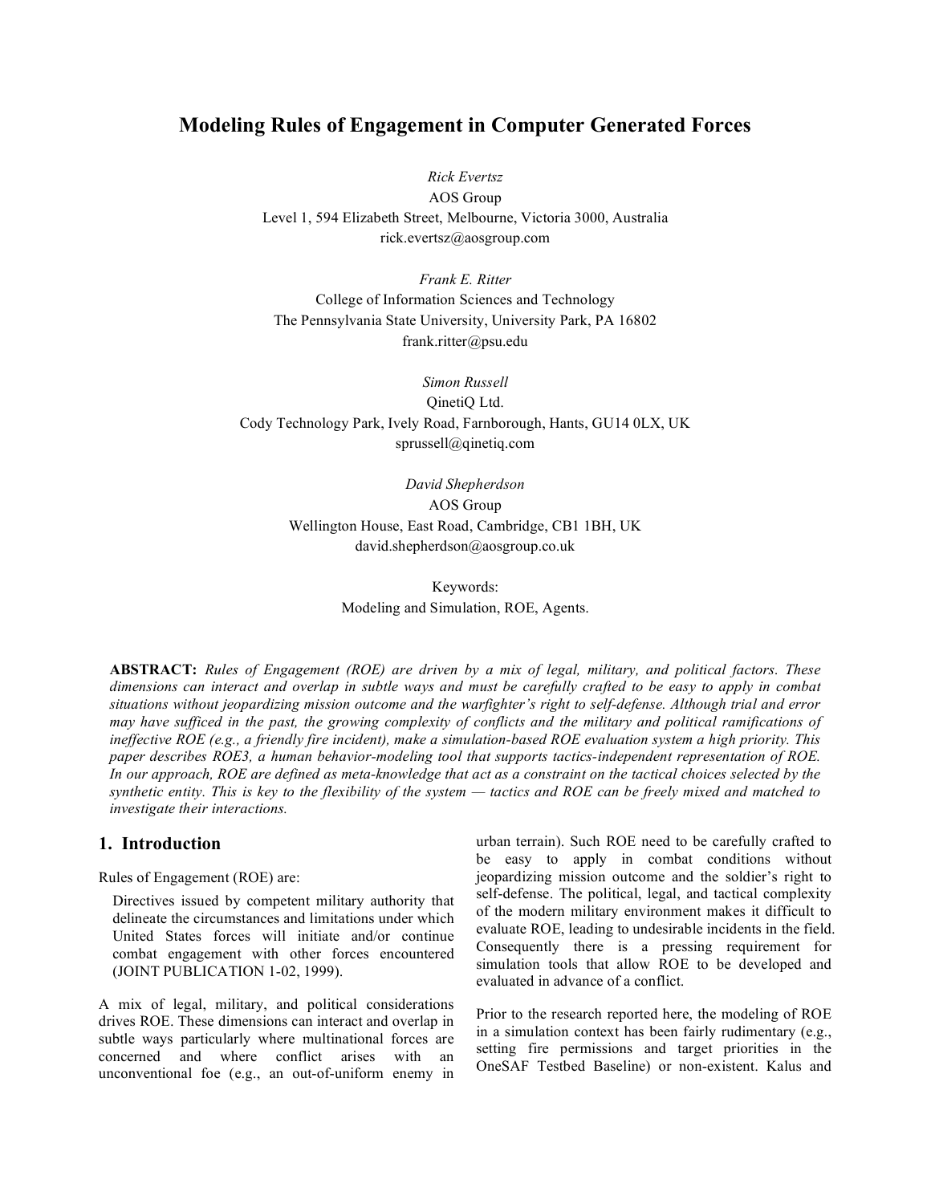# Modeling Rules of Engagement in Computer Generated Forces

*Rick Evertsz*
AOS Group
Level 1, 594 Elizabeth Street, Melbourne, Victoria 3000, Australia
rick.evertsz@aosgroup.com

*Frank E. Ritter*
College of Information Sciences and Technology
The Pennsylvania State University, University Park, PA 16802
frank.ritter@psu.edu

*Simon Russell*
QinetiQ Ltd.
Cody Technology Park, Ively Road, Farnborough, Hants, GU14 0LX, UK
sprussell@qinetiq.com

*David Shepherdson*
AOS Group
Wellington House, East Road, Cambridge, CB1 1BH, UK
david.shepherdson@aosgroup.co.uk

Keywords:
Modeling and Simulation, ROE, Agents.

**ABSTRACT:** *Rules of Engagement (ROE) are driven by a mix of legal, military, and political factors. These dimensions can interact and overlap in subtle ways and must be carefully crafted to be easy to apply in combat situations without jeopardizing mission outcome and the warfighter's right to self-defense. Although trial and error may have sufficed in the past, the growing complexity of conflicts and the military and political ramifications of ineffective ROE (e.g., a friendly fire incident), make a simulation-based ROE evaluation system a high priority. This paper describes ROE3, a human behavior-modeling tool that supports tactics-independent representation of ROE. In our approach, ROE are defined as meta-knowledge that act as a constraint on the tactical choices selected by the synthetic entity. This is key to the flexibility of the system — tactics and ROE can be freely mixed and matched to investigate their interactions.*

## 1. Introduction

Rules of Engagement (ROE) are:

> Directives issued by competent military authority that delineate the circumstances and limitations under which United States forces will initiate and/or continue combat engagement with other forces encountered (JOINT PUBLICATION 1-02, 1999).

A mix of legal, military, and political considerations drives ROE. These dimensions can interact and overlap in subtle ways particularly where multinational forces are concerned and where conflict arises with an unconventional foe (e.g., an out-of-uniform enemy in urban terrain). Such ROE need to be carefully crafted to be easy to apply in combat conditions without jeopardizing mission outcome and the soldier's right to self-defense. The political, legal, and tactical complexity of the modern military environment makes it difficult to evaluate ROE, leading to undesirable incidents in the field. Consequently there is a pressing requirement for simulation tools that allow ROE to be developed and evaluated in advance of a conflict.

Prior to the research reported here, the modeling of ROE in a simulation context has been fairly rudimentary (e.g., setting fire permissions and target priorities in the OneSAF Testbed Baseline) or non-existent. Kalus and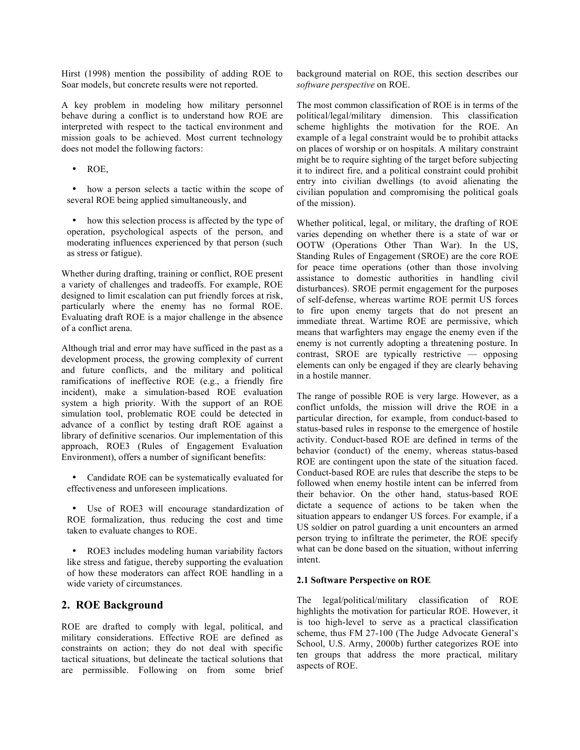Hirst (1998) mention the possibility of adding ROE to Soar models, but concrete results were not reported.

A key problem in modeling how military personnel behave during a conflict is to understand how ROE are interpreted with respect to the tactical environment and mission goals to be achieved. Most current technology does not model the following factors:

- ROE,
- how a person selects a tactic within the scope of several ROE being applied simultaneously, and
- how this selection process is affected by the type of operation, psychological aspects of the person, and moderating influences experienced by that person (such as stress or fatigue).

Whether during drafting, training or conflict, ROE present a variety of challenges and tradeoffs. For example, ROE designed to limit escalation can put friendly forces at risk, particularly where the enemy has no formal ROE. Evaluating draft ROE is a major challenge in the absence of a conflict arena.

Although trial and error may have sufficed in the past as a development process, the growing complexity of current and future conflicts, and the military and political ramifications of ineffective ROE (e.g., a friendly fire incident), make a simulation-based ROE evaluation system a high priority. With the support of an ROE simulation tool, problematic ROE could be detected in advance of a conflict by testing draft ROE against a library of definitive scenarios. Our implementation of this approach, ROE3 (Rules of Engagement Evaluation Environment), offers a number of significant benefits:

- Candidate ROE can be systematically evaluated for effectiveness and unforeseen implications.
- Use of ROE3 will encourage standardization of ROE formalization, thus reducing the cost and time taken to evaluate changes to ROE.
- ROE3 includes modeling human variability factors like stress and fatigue, thereby supporting the evaluation of how these moderators can affect ROE handling in a wide variety of circumstances.

## 2. ROE Background

ROE are drafted to comply with legal, political, and military considerations. Effective ROE are defined as constraints on action; they do not deal with specific tactical situations, but delineate the tactical solutions that are permissible. Following on from some brief background material on ROE, this section describes our *software perspective* on ROE.

The most common classification of ROE is in terms of the political/legal/military dimension. This classification scheme highlights the motivation for the ROE. An example of a legal constraint would be to prohibit attacks on places of worship or on hospitals. A military constraint might be to require sighting of the target before subjecting it to indirect fire, and a political constraint could prohibit entry into civilian dwellings (to avoid alienating the civilian population and compromising the political goals of the mission).

Whether political, legal, or military, the drafting of ROE varies depending on whether there is a state of war or OOTW (Operations Other Than War). In the US, Standing Rules of Engagement (SROE) are the core ROE for peace time operations (other than those involving assistance to domestic authorities in handling civil disturbances). SROE permit engagement for the purposes of self-defense, whereas wartime ROE permit US forces to fire upon enemy targets that do not present an immediate threat. Wartime ROE are permissive, which means that warfighters may engage the enemy even if the enemy is not currently adopting a threatening posture. In contrast, SROE are typically restrictive — opposing elements can only be engaged if they are clearly behaving in a hostile manner.

The range of possible ROE is very large. However, as a conflict unfolds, the mission will drive the ROE in a particular direction, for example, from conduct-based to status-based rules in response to the emergence of hostile activity. Conduct-based ROE are defined in terms of the behavior (conduct) of the enemy, whereas status-based ROE are contingent upon the state of the situation faced. Conduct-based ROE are rules that describe the steps to be followed when enemy hostile intent can be inferred from their behavior. On the other hand, status-based ROE dictate a sequence of actions to be taken when the situation appears to endanger US forces. For example, if a US soldier on patrol guarding a unit encounters an armed person trying to infiltrate the perimeter, the ROE specify what can be done based on the situation, without inferring intent.

### 2.1 Software Perspective on ROE

The legal/political/military classification of ROE highlights the motivation for particular ROE. However, it is too high-level to serve as a practical classification scheme, thus FM 27-100 (The Judge Advocate General's School, U.S. Army, 2000b) further categorizes ROE into ten groups that address the more practical, military aspects of ROE.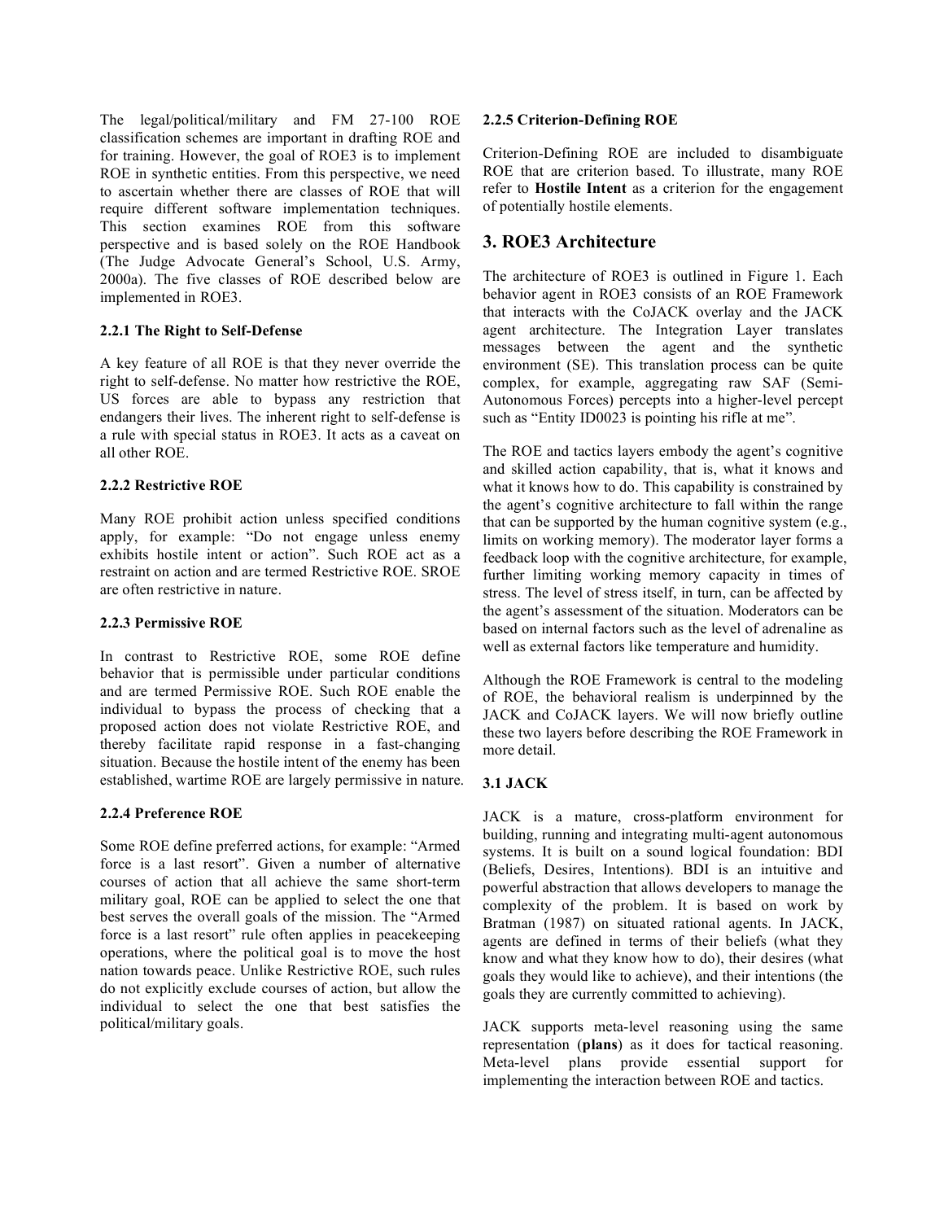The legal/political/military and FM 27-100 ROE classification schemes are important in drafting ROE and for training. However, the goal of ROE3 is to implement ROE in synthetic entities. From this perspective, we need to ascertain whether there are classes of ROE that will require different software implementation techniques. This section examines ROE from this software perspective and is based solely on the ROE Handbook (The Judge Advocate General's School, U.S. Army, 2000a). The five classes of ROE described below are implemented in ROE3.

#### 2.2.1 The Right to Self-Defense

A key feature of all ROE is that they never override the right to self-defense. No matter how restrictive the ROE, US forces are able to bypass any restriction that endangers their lives. The inherent right to self-defense is a rule with special status in ROE3. It acts as a caveat on all other ROE.

#### 2.2.2 Restrictive ROE

Many ROE prohibit action unless specified conditions apply, for example: "Do not engage unless enemy exhibits hostile intent or action". Such ROE act as a restraint on action and are termed Restrictive ROE. SROE are often restrictive in nature.

#### 2.2.3 Permissive ROE

In contrast to Restrictive ROE, some ROE define behavior that is permissible under particular conditions and are termed Permissive ROE. Such ROE enable the individual to bypass the process of checking that a proposed action does not violate Restrictive ROE, and thereby facilitate rapid response in a fast-changing situation. Because the hostile intent of the enemy has been established, wartime ROE are largely permissive in nature.

#### 2.2.4 Preference ROE

Some ROE define preferred actions, for example: "Armed force is a last resort". Given a number of alternative courses of action that all achieve the same short-term military goal, ROE can be applied to select the one that best serves the overall goals of the mission. The "Armed force is a last resort" rule often applies in peacekeeping operations, where the political goal is to move the host nation towards peace. Unlike Restrictive ROE, such rules do not explicitly exclude courses of action, but allow the individual to select the one that best satisfies the political/military goals.

#### 2.2.5 Criterion-Defining ROE

Criterion-Defining ROE are included to disambiguate ROE that are criterion based. To illustrate, many ROE refer to **Hostile Intent** as a criterion for the engagement of potentially hostile elements.

## 3. ROE3 Architecture

The architecture of ROE3 is outlined in Figure 1. Each behavior agent in ROE3 consists of an ROE Framework that interacts with the CoJACK overlay and the JACK agent architecture. The Integration Layer translates messages between the agent and the synthetic environment (SE). This translation process can be quite complex, for example, aggregating raw SAF (Semi-Autonomous Forces) percepts into a higher-level percept such as "Entity ID0023 is pointing his rifle at me".

The ROE and tactics layers embody the agent's cognitive and skilled action capability, that is, what it knows and what it knows how to do. This capability is constrained by the agent's cognitive architecture to fall within the range that can be supported by the human cognitive system (e.g., limits on working memory). The moderator layer forms a feedback loop with the cognitive architecture, for example, further limiting working memory capacity in times of stress. The level of stress itself, in turn, can be affected by the agent's assessment of the situation. Moderators can be based on internal factors such as the level of adrenaline as well as external factors like temperature and humidity.

Although the ROE Framework is central to the modeling of ROE, the behavioral realism is underpinned by the JACK and CoJACK layers. We will now briefly outline these two layers before describing the ROE Framework in more detail.

### 3.1 JACK

JACK is a mature, cross-platform environment for building, running and integrating multi-agent autonomous systems. It is built on a sound logical foundation: BDI (Beliefs, Desires, Intentions). BDI is an intuitive and powerful abstraction that allows developers to manage the complexity of the problem. It is based on work by Bratman (1987) on situated rational agents. In JACK, agents are defined in terms of their beliefs (what they know and what they know how to do), their desires (what goals they would like to achieve), and their intentions (the goals they are currently committed to achieving).

JACK supports meta-level reasoning using the same representation (**plans**) as it does for tactical reasoning. Meta-level plans provide essential support for implementing the interaction between ROE and tactics.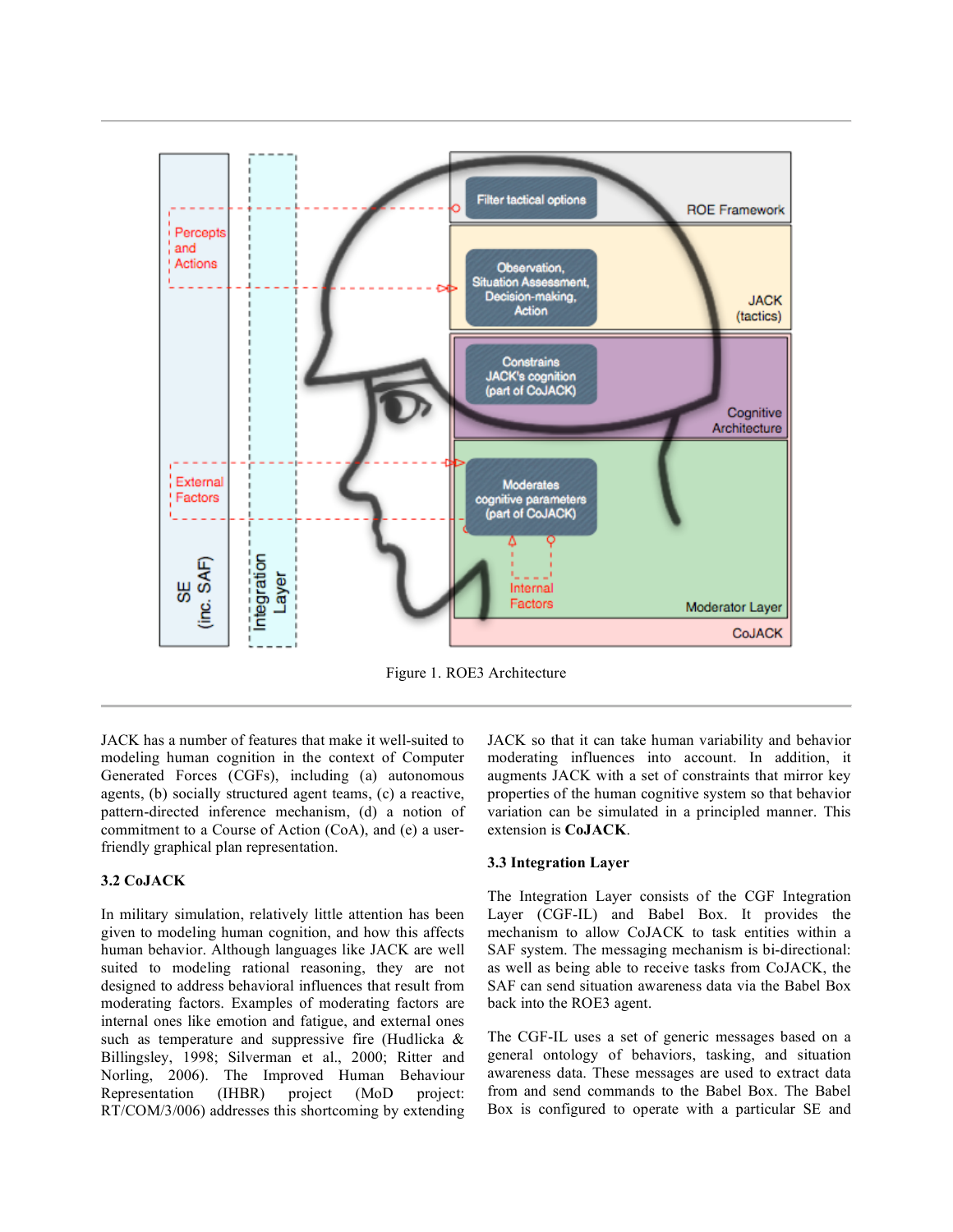Figure 1. ROE3 Architecture

JACK has a number of features that make it well-suited to modeling human cognition in the context of Computer Generated Forces (CGFs), including (a) autonomous agents, (b) socially structured agent teams, (c) a reactive, pattern-directed inference mechanism, (d) a notion of commitment to a Course of Action (CoA), and (e) a user-friendly graphical plan representation.

### 3.2 CoJACK

In military simulation, relatively little attention has been given to modeling human cognition, and how this affects human behavior. Although languages like JACK are well suited to modeling rational reasoning, they are not designed to address behavioral influences that result from moderating factors. Examples of moderating factors are internal ones like emotion and fatigue, and external ones such as temperature and suppressive fire (Hudlicka & Billingsley, 1998; Silverman et al., 2000; Ritter and Norling, 2006). The Improved Human Behaviour Representation (IHBR) project (MoD project: RT/COM/3/006) addresses this shortcoming by extending JACK so that it can take human variability and behavior moderating influences into account. In addition, it augments JACK with a set of constraints that mirror key properties of the human cognitive system so that behavior variation can be simulated in a principled manner. This extension is **CoJACK**.

### 3.3 Integration Layer

The Integration Layer consists of the CGF Integration Layer (CGF-IL) and Babel Box. It provides the mechanism to allow CoJACK to task entities within a SAF system. The messaging mechanism is bi-directional: as well as being able to receive tasks from CoJACK, the SAF can send situation awareness data via the Babel Box back into the ROE3 agent.

The CGF-IL uses a set of generic messages based on a general ontology of behaviors, tasking, and situation awareness data. These messages are used to extract data from and send commands to the Babel Box. The Babel Box is configured to operate with a particular SE and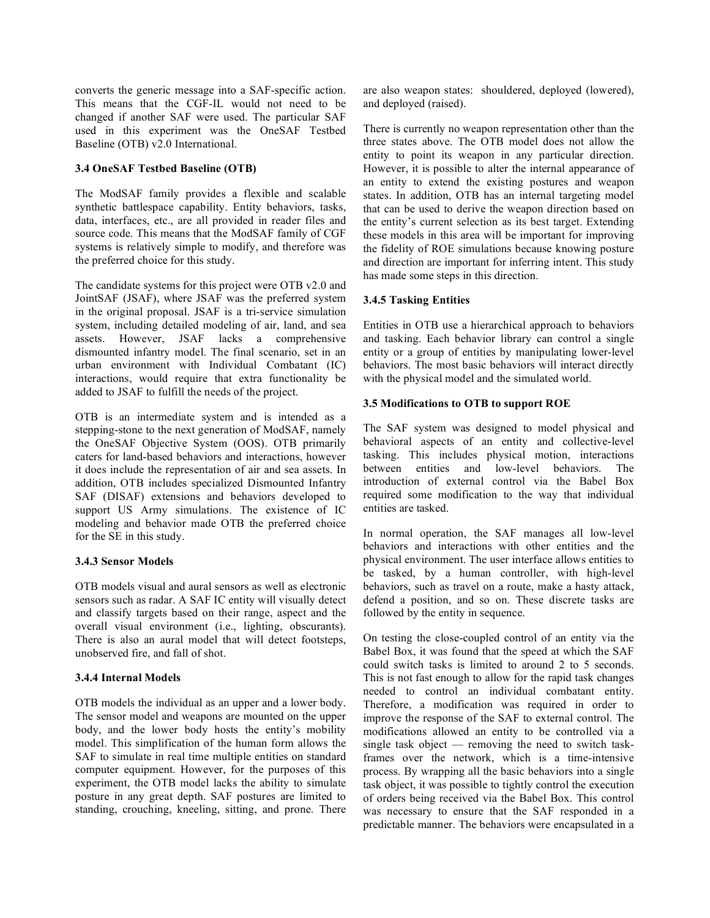converts the generic message into a SAF-specific action. This means that the CGF-IL would not need to be changed if another SAF were used. The particular SAF used in this experiment was the OneSAF Testbed Baseline (OTB) v2.0 International.

### 3.4 OneSAF Testbed Baseline (OTB)

The ModSAF family provides a flexible and scalable synthetic battlespace capability. Entity behaviors, tasks, data, interfaces, etc., are all provided in reader files and source code. This means that the ModSAF family of CGF systems is relatively simple to modify, and therefore was the preferred choice for this study.

The candidate systems for this project were OTB v2.0 and JointSAF (JSAF), where JSAF was the preferred system in the original proposal. JSAF is a tri-service simulation system, including detailed modeling of air, land, and sea assets. However, JSAF lacks a comprehensive dismounted infantry model. The final scenario, set in an urban environment with Individual Combatant (IC) interactions, would require that extra functionality be added to JSAF to fulfill the needs of the project.

OTB is an intermediate system and is intended as a stepping-stone to the next generation of ModSAF, namely the OneSAF Objective System (OOS). OTB primarily caters for land-based behaviors and interactions, however it does include the representation of air and sea assets. In addition, OTB includes specialized Dismounted Infantry SAF (DISAF) extensions and behaviors developed to support US Army simulations. The existence of IC modeling and behavior made OTB the preferred choice for the SE in this study.

### 3.4.3 Sensor Models

OTB models visual and aural sensors as well as electronic sensors such as radar. A SAF IC entity will visually detect and classify targets based on their range, aspect and the overall visual environment (i.e., lighting, obscurants). There is also an aural model that will detect footsteps, unobserved fire, and fall of shot.

### 3.4.4 Internal Models

OTB models the individual as an upper and a lower body. The sensor model and weapons are mounted on the upper body, and the lower body hosts the entity's mobility model. This simplification of the human form allows the SAF to simulate in real time multiple entities on standard computer equipment. However, for the purposes of this experiment, the OTB model lacks the ability to simulate posture in any great depth. SAF postures are limited to standing, crouching, kneeling, sitting, and prone. There are also weapon states: shouldered, deployed (lowered), and deployed (raised).

There is currently no weapon representation other than the three states above. The OTB model does not allow the entity to point its weapon in any particular direction. However, it is possible to alter the internal appearance of an entity to extend the existing postures and weapon states. In addition, OTB has an internal targeting model that can be used to derive the weapon direction based on the entity's current selection as its best target. Extending these models in this area will be important for improving the fidelity of ROE simulations because knowing posture and direction are important for inferring intent. This study has made some steps in this direction.

### 3.4.5 Tasking Entities

Entities in OTB use a hierarchical approach to behaviors and tasking. Each behavior library can control a single entity or a group of entities by manipulating lower-level behaviors. The most basic behaviors will interact directly with the physical model and the simulated world.

### 3.5 Modifications to OTB to support ROE

The SAF system was designed to model physical and behavioral aspects of an entity and collective-level tasking. This includes physical motion, interactions between entities and low-level behaviors. The introduction of external control via the Babel Box required some modification to the way that individual entities are tasked.

In normal operation, the SAF manages all low-level behaviors and interactions with other entities and the physical environment. The user interface allows entities to be tasked, by a human controller, with high-level behaviors, such as travel on a route, make a hasty attack, defend a position, and so on. These discrete tasks are followed by the entity in sequence.

On testing the close-coupled control of an entity via the Babel Box, it was found that the speed at which the SAF could switch tasks is limited to around 2 to 5 seconds. This is not fast enough to allow for the rapid task changes needed to control an individual combatant entity. Therefore, a modification was required in order to improve the response of the SAF to external control. The modifications allowed an entity to be controlled via a single task object — removing the need to switch task-frames over the network, which is a time-intensive process. By wrapping all the basic behaviors into a single task object, it was possible to tightly control the execution of orders being received via the Babel Box. This control was necessary to ensure that the SAF responded in a predictable manner. The behaviors were encapsulated in a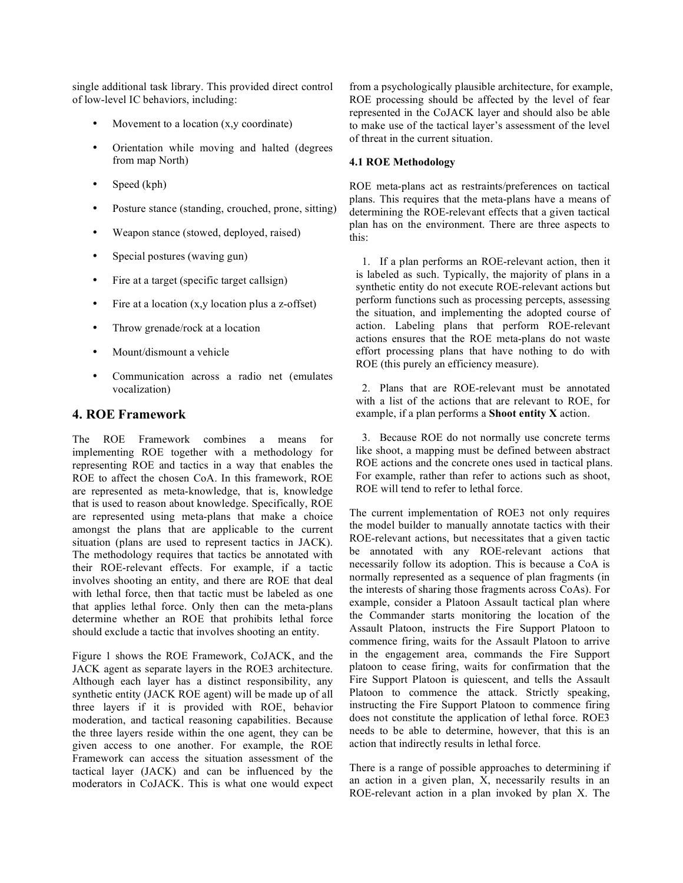single additional task library. This provided direct control of low-level IC behaviors, including:

- Movement to a location (x,y coordinate)
- Orientation while moving and halted (degrees from map North)
- Speed (kph)
- Posture stance (standing, crouched, prone, sitting)
- Weapon stance (stowed, deployed, raised)
- Special postures (waving gun)
- Fire at a target (specific target callsign)
- Fire at a location (x,y location plus a z-offset)
- Throw grenade/rock at a location
- Mount/dismount a vehicle
- Communication across a radio net (emulates vocalization)

## 4. ROE Framework

The ROE Framework combines a means for implementing ROE together with a methodology for representing ROE and tactics in a way that enables the ROE to affect the chosen CoA. In this framework, ROE are represented as meta-knowledge, that is, knowledge that is used to reason about knowledge. Specifically, ROE are represented using meta-plans that make a choice amongst the plans that are applicable to the current situation (plans are used to represent tactics in JACK). The methodology requires that tactics be annotated with their ROE-relevant effects. For example, if a tactic involves shooting an entity, and there are ROE that deal with lethal force, then that tactic must be labeled as one that applies lethal force. Only then can the meta-plans determine whether an ROE that prohibits lethal force should exclude a tactic that involves shooting an entity.

Figure 1 shows the ROE Framework, CoJACK, and the JACK agent as separate layers in the ROE3 architecture. Although each layer has a distinct responsibility, any synthetic entity (JACK ROE agent) will be made up of all three layers if it is provided with ROE, behavior moderation, and tactical reasoning capabilities. Because the three layers reside within the one agent, they can be given access to one another. For example, the ROE Framework can access the situation assessment of the tactical layer (JACK) and can be influenced by the moderators in CoJACK. This is what one would expect from a psychologically plausible architecture, for example, ROE processing should be affected by the level of fear represented in the CoJACK layer and should also be able to make use of the tactical layer's assessment of the level of threat in the current situation.

### 4.1 ROE Methodology

ROE meta-plans act as restraints/preferences on tactical plans. This requires that the meta-plans have a means of determining the ROE-relevant effects that a given tactical plan has on the environment. There are three aspects to this:

1. If a plan performs an ROE-relevant action, then it is labeled as such. Typically, the majority of plans in a synthetic entity do not execute ROE-relevant actions but perform functions such as processing percepts, assessing the situation, and implementing the adopted course of action. Labeling plans that perform ROE-relevant actions ensures that the ROE meta-plans do not waste effort processing plans that have nothing to do with ROE (this purely an efficiency measure).

2. Plans that are ROE-relevant must be annotated with a list of the actions that are relevant to ROE, for example, if a plan performs a **Shoot entity X** action.

3. Because ROE do not normally use concrete terms like shoot, a mapping must be defined between abstract ROE actions and the concrete ones used in tactical plans. For example, rather than refer to actions such as shoot, ROE will tend to refer to lethal force.

The current implementation of ROE3 not only requires the model builder to manually annotate tactics with their ROE-relevant actions, but necessitates that a given tactic be annotated with any ROE-relevant actions that necessarily follow its adoption. This is because a CoA is normally represented as a sequence of plan fragments (in the interests of sharing those fragments across CoAs). For example, consider a Platoon Assault tactical plan where the Commander starts monitoring the location of the Assault Platoon, instructs the Fire Support Platoon to commence firing, waits for the Assault Platoon to arrive in the engagement area, commands the Fire Support platoon to cease firing, waits for confirmation that the Fire Support Platoon is quiescent, and tells the Assault Platoon to commence the attack. Strictly speaking, instructing the Fire Support Platoon to commence firing does not constitute the application of lethal force. ROE3 needs to be able to determine, however, that this is an action that indirectly results in lethal force.

There is a range of possible approaches to determining if an action in a given plan, X, necessarily results in an ROE-relevant action in a plan invoked by plan X. The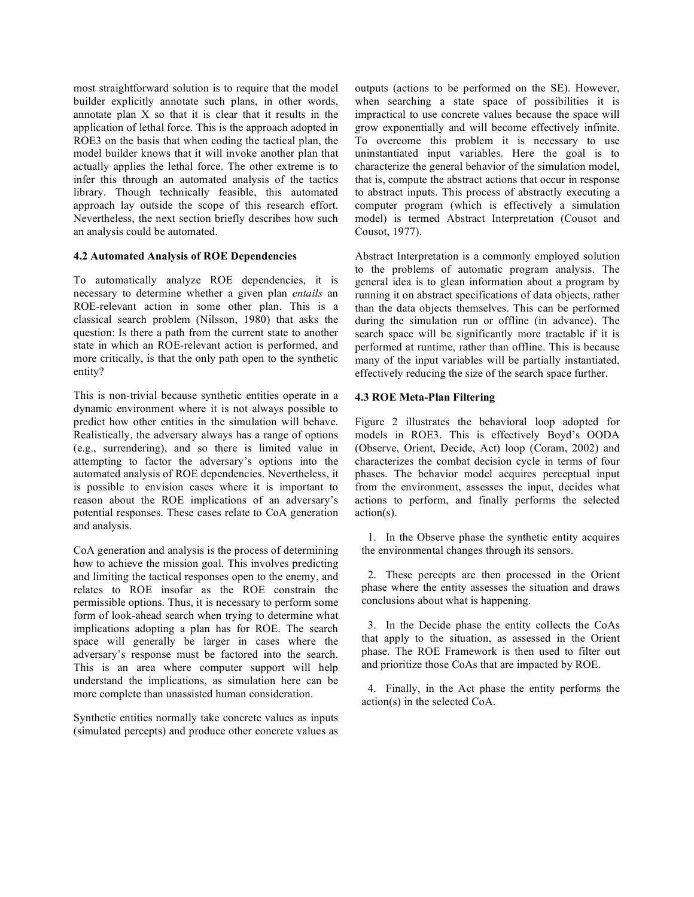most straightforward solution is to require that the model builder explicitly annotate such plans, in other words, annotate plan X so that it is clear that it results in the application of lethal force. This is the approach adopted in ROE3 on the basis that when coding the tactical plan, the model builder knows that it will invoke another plan that actually applies the lethal force. The other extreme is to infer this through an automated analysis of the tactics library. Though technically feasible, this automated approach lay outside the scope of this research effort. Nevertheless, the next section briefly describes how such an analysis could be automated.

### 4.2 Automated Analysis of ROE Dependencies

To automatically analyze ROE dependencies, it is necessary to determine whether a given plan *entails* an ROE-relevant action in some other plan. This is a classical search problem (Nilsson, 1980) that asks the question: Is there a path from the current state to another state in which an ROE-relevant action is performed, and more critically, is that the only path open to the synthetic entity?

This is non-trivial because synthetic entities operate in a dynamic environment where it is not always possible to predict how other entities in the simulation will behave. Realistically, the adversary always has a range of options (e.g., surrendering), and so there is limited value in attempting to factor the adversary's options into the automated analysis of ROE dependencies. Nevertheless, it is possible to envision cases where it is important to reason about the ROE implications of an adversary's potential responses. These cases relate to CoA generation and analysis.

CoA generation and analysis is the process of determining how to achieve the mission goal. This involves predicting and limiting the tactical responses open to the enemy, and relates to ROE insofar as the ROE constrain the permissible options. Thus, it is necessary to perform some form of look-ahead search when trying to determine what implications adopting a plan has for ROE. The search space will generally be larger in cases where the adversary's response must be factored into the search. This is an area where computer support will help understand the implications, as simulation here can be more complete than unassisted human consideration.

Synthetic entities normally take concrete values as inputs (simulated percepts) and produce other concrete values as outputs (actions to be performed on the SE). However, when searching a state space of possibilities it is impractical to use concrete values because the space will grow exponentially and will become effectively infinite. To overcome this problem it is necessary to use uninstantiated input variables. Here the goal is to characterize the general behavior of the simulation model, that is, compute the abstract actions that occur in response to abstract inputs. This process of abstractly executing a computer program (which is effectively a simulation model) is termed Abstract Interpretation (Cousot and Cousot, 1977).

Abstract Interpretation is a commonly employed solution to the problems of automatic program analysis. The general idea is to glean information about a program by running it on abstract specifications of data objects, rather than the data objects themselves. This can be performed during the simulation run or offline (in advance). The search space will be significantly more tractable if it is performed at runtime, rather than offline. This is because many of the input variables will be partially instantiated, effectively reducing the size of the search space further.

### 4.3 ROE Meta-Plan Filtering

Figure 2 illustrates the behavioral loop adopted for models in ROE3. This is effectively Boyd's OODA (Observe, Orient, Decide, Act) loop (Coram, 2002) and characterizes the combat decision cycle in terms of four phases. The behavior model acquires perceptual input from the environment, assesses the input, decides what actions to perform, and finally performs the selected action(s).

1. In the Observe phase the synthetic entity acquires the environmental changes through its sensors.
2. These percepts are then processed in the Orient phase where the entity assesses the situation and draws conclusions about what is happening.
3. In the Decide phase the entity collects the CoAs that apply to the situation, as assessed in the Orient phase. The ROE Framework is then used to filter out and prioritize those CoAs that are impacted by ROE.
4. Finally, in the Act phase the entity performs the action(s) in the selected CoA.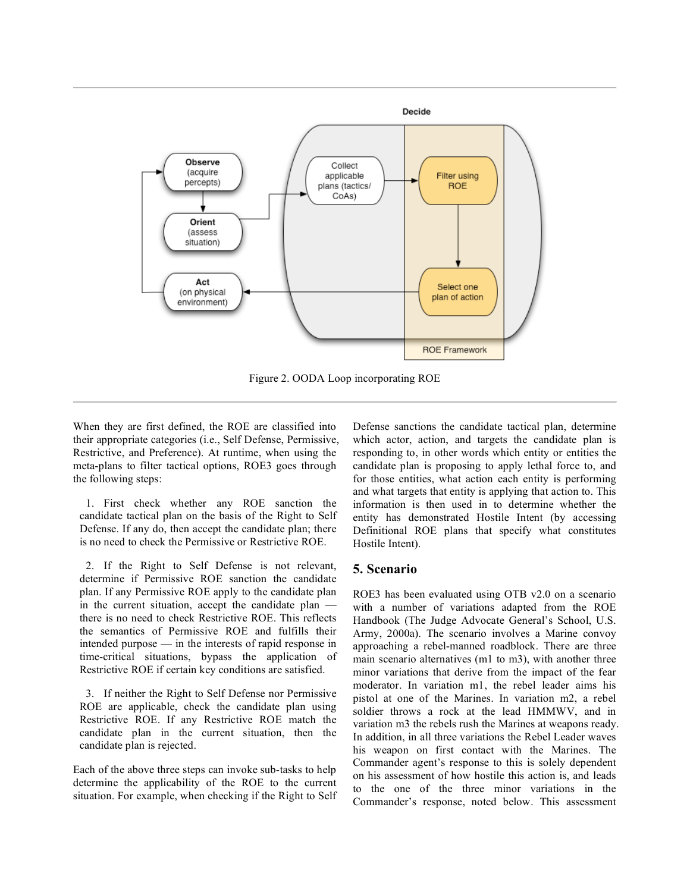Figure 2. OODA Loop incorporating ROE

When they are first defined, the ROE are classified into their appropriate categories (i.e., Self Defense, Permissive, Restrictive, and Preference). At runtime, when using the meta-plans to filter tactical options, ROE3 goes through the following steps:

1. First check whether any ROE sanction the candidate tactical plan on the basis of the Right to Self Defense. If any do, then accept the candidate plan; there is no need to check the Permissive or Restrictive ROE.

2. If the Right to Self Defense is not relevant, determine if Permissive ROE sanction the candidate plan. If any Permissive ROE apply to the candidate plan in the current situation, accept the candidate plan — there is no need to check Restrictive ROE. This reflects the semantics of Permissive ROE and fulfills their intended purpose — in the interests of rapid response in time-critical situations, bypass the application of Restrictive ROE if certain key conditions are satisfied.

3. If neither the Right to Self Defense nor Permissive ROE are applicable, check the candidate plan using Restrictive ROE. If any Restrictive ROE match the candidate plan in the current situation, then the candidate plan is rejected.

Each of the above three steps can invoke sub-tasks to help determine the applicability of the ROE to the current situation. For example, when checking if the Right to Self Defense sanctions the candidate tactical plan, determine which actor, action, and targets the candidate plan is responding to, in other words which entity or entities the candidate plan is proposing to apply lethal force to, and for those entities, what action each entity is performing and what targets that entity is applying that action to. This information is then used in to determine whether the entity has demonstrated Hostile Intent (by accessing Definitional ROE plans that specify what constitutes Hostile Intent).

## 5. Scenario

ROE3 has been evaluated using OTB v2.0 on a scenario with a number of variations adapted from the ROE Handbook (The Judge Advocate General's School, U.S. Army, 2000a). The scenario involves a Marine convoy approaching a rebel-manned roadblock. There are three main scenario alternatives (m1 to m3), with another three minor variations that derive from the impact of the fear moderator. In variation m1, the rebel leader aims his pistol at one of the Marines. In variation m2, a rebel soldier throws a rock at the lead HMMWV, and in variation m3 the rebels rush the Marines at weapons ready. In addition, in all three variations the Rebel Leader waves his weapon on first contact with the Marines. The Commander agent's response to this is solely dependent on his assessment of how hostile this action is, and leads to the one of the three minor variations in the Commander's response, noted below. This assessment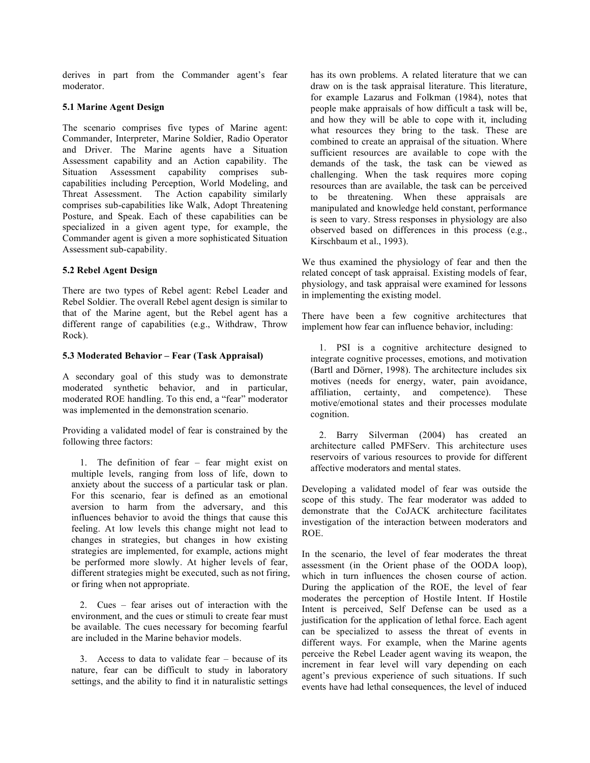derives in part from the Commander agent's fear moderator.

### 5.1 Marine Agent Design

The scenario comprises five types of Marine agent: Commander, Interpreter, Marine Soldier, Radio Operator and Driver. The Marine agents have a Situation Assessment capability and an Action capability. The Situation Assessment capability comprises sub-capabilities including Perception, World Modeling, and Threat Assessment. The Action capability similarly comprises sub-capabilities like Walk, Adopt Threatening Posture, and Speak. Each of these capabilities can be specialized in a given agent type, for example, the Commander agent is given a more sophisticated Situation Assessment sub-capability.

### 5.2 Rebel Agent Design

There are two types of Rebel agent: Rebel Leader and Rebel Soldier. The overall Rebel agent design is similar to that of the Marine agent, but the Rebel agent has a different range of capabilities (e.g., Withdraw, Throw Rock).

### 5.3 Moderated Behavior – Fear (Task Appraisal)

A secondary goal of this study was to demonstrate moderated synthetic behavior, and in particular, moderated ROE handling. To this end, a "fear" moderator was implemented in the demonstration scenario.

Providing a validated model of fear is constrained by the following three factors:

1. The definition of fear – fear might exist on multiple levels, ranging from loss of life, down to anxiety about the success of a particular task or plan. For this scenario, fear is defined as an emotional aversion to harm from the adversary, and this influences behavior to avoid the things that cause this feeling. At low levels this change might not lead to changes in strategies, but changes in how existing strategies are implemented, for example, actions might be performed more slowly. At higher levels of fear, different strategies might be executed, such as not firing, or firing when not appropriate.

2. Cues – fear arises out of interaction with the environment, and the cues or stimuli to create fear must be available. The cues necessary for becoming fearful are included in the Marine behavior models.

3. Access to data to validate fear – because of its nature, fear can be difficult to study in laboratory settings, and the ability to find it in naturalistic settings has its own problems. A related literature that we can draw on is the task appraisal literature. This literature, for example Lazarus and Folkman (1984), notes that people make appraisals of how difficult a task will be, and how they will be able to cope with it, including what resources they bring to the task. These are combined to create an appraisal of the situation. Where sufficient resources are available to cope with the demands of the task, the task can be viewed as challenging. When the task requires more coping resources than are available, the task can be perceived to be threatening. When these appraisals are manipulated and knowledge held constant, performance is seen to vary. Stress responses in physiology are also observed based on differences in this process (e.g., Kirschbaum et al., 1993).

We thus examined the physiology of fear and then the related concept of task appraisal. Existing models of fear, physiology, and task appraisal were examined for lessons in implementing the existing model.

There have been a few cognitive architectures that implement how fear can influence behavior, including:

1. PSI is a cognitive architecture designed to integrate cognitive processes, emotions, and motivation (Bartl and Dörner, 1998). The architecture includes six motives (needs for energy, water, pain avoidance, affiliation, certainty, and competence). These motive/emotional states and their processes modulate cognition.

2. Barry Silverman (2004) has created an architecture called PMFServ. This architecture uses reservoirs of various resources to provide for different affective moderators and mental states.

Developing a validated model of fear was outside the scope of this study. The fear moderator was added to demonstrate that the CoJACK architecture facilitates investigation of the interaction between moderators and ROE.

In the scenario, the level of fear moderates the threat assessment (in the Orient phase of the OODA loop), which in turn influences the chosen course of action. During the application of the ROE, the level of fear moderates the perception of Hostile Intent. If Hostile Intent is perceived, Self Defense can be used as a justification for the application of lethal force. Each agent can be specialized to assess the threat of events in different ways. For example, when the Marine agents perceive the Rebel Leader agent waving its weapon, the increment in fear level will vary depending on each agent's previous experience of such situations. If such events have had lethal consequences, the level of induced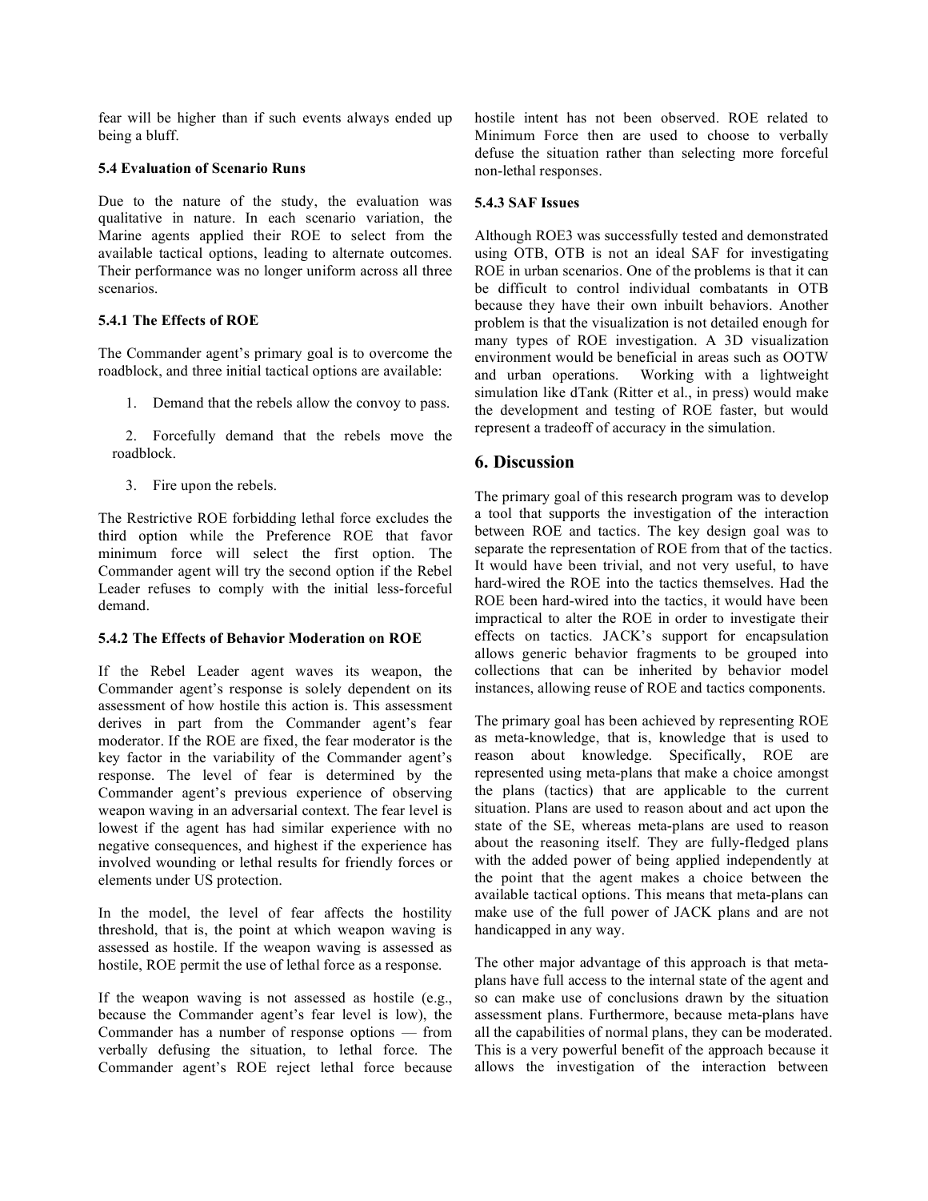fear will be higher than if such events always ended up being a bluff.

### 5.4 Evaluation of Scenario Runs

Due to the nature of the study, the evaluation was qualitative in nature. In each scenario variation, the Marine agents applied their ROE to select from the available tactical options, leading to alternate outcomes. Their performance was no longer uniform across all three scenarios.

#### 5.4.1 The Effects of ROE

The Commander agent's primary goal is to overcome the roadblock, and three initial tactical options are available:

1. Demand that the rebels allow the convoy to pass.

2. Forcefully demand that the rebels move the roadblock.

3. Fire upon the rebels.

The Restrictive ROE forbidding lethal force excludes the third option while the Preference ROE that favor minimum force will select the first option. The Commander agent will try the second option if the Rebel Leader refuses to comply with the initial less-forceful demand.

#### 5.4.2 The Effects of Behavior Moderation on ROE

If the Rebel Leader agent waves its weapon, the Commander agent's response is solely dependent on its assessment of how hostile this action is. This assessment derives in part from the Commander agent's fear moderator. If the ROE are fixed, the fear moderator is the key factor in the variability of the Commander agent's response. The level of fear is determined by the Commander agent's previous experience of observing weapon waving in an adversarial context. The fear level is lowest if the agent has had similar experience with no negative consequences, and highest if the experience has involved wounding or lethal results for friendly forces or elements under US protection.

In the model, the level of fear affects the hostility threshold, that is, the point at which weapon waving is assessed as hostile. If the weapon waving is assessed as hostile, ROE permit the use of lethal force as a response.

If the weapon waving is not assessed as hostile (e.g., because the Commander agent's fear level is low), the Commander has a number of response options — from verbally defusing the situation, to lethal force. The Commander agent's ROE reject lethal force because hostile intent has not been observed. ROE related to Minimum Force then are used to choose to verbally defuse the situation rather than selecting more forceful non-lethal responses.

#### 5.4.3 SAF Issues

Although ROE3 was successfully tested and demonstrated using OTB, OTB is not an ideal SAF for investigating ROE in urban scenarios. One of the problems is that it can be difficult to control individual combatants in OTB because they have their own inbuilt behaviors. Another problem is that the visualization is not detailed enough for many types of ROE investigation. A 3D visualization environment would be beneficial in areas such as OOTW and urban operations. Working with a lightweight simulation like dTank (Ritter et al., in press) would make the development and testing of ROE faster, but would represent a tradeoff of accuracy in the simulation.

## 6. Discussion

The primary goal of this research program was to develop a tool that supports the investigation of the interaction between ROE and tactics. The key design goal was to separate the representation of ROE from that of the tactics. It would have been trivial, and not very useful, to have hard-wired the ROE into the tactics themselves. Had the ROE been hard-wired into the tactics, it would have been impractical to alter the ROE in order to investigate their effects on tactics. JACK's support for encapsulation allows generic behavior fragments to be grouped into collections that can be inherited by behavior model instances, allowing reuse of ROE and tactics components.

The primary goal has been achieved by representing ROE as meta-knowledge, that is, knowledge that is used to reason about knowledge. Specifically, ROE are represented using meta-plans that make a choice amongst the plans (tactics) that are applicable to the current situation. Plans are used to reason about and act upon the state of the SE, whereas meta-plans are used to reason about the reasoning itself. They are fully-fledged plans with the added power of being applied independently at the point that the agent makes a choice between the available tactical options. This means that meta-plans can make use of the full power of JACK plans and are not handicapped in any way.

The other major advantage of this approach is that meta-plans have full access to the internal state of the agent and so can make use of conclusions drawn by the situation assessment plans. Furthermore, because meta-plans have all the capabilities of normal plans, they can be moderated. This is a very powerful benefit of the approach because it allows the investigation of the interaction between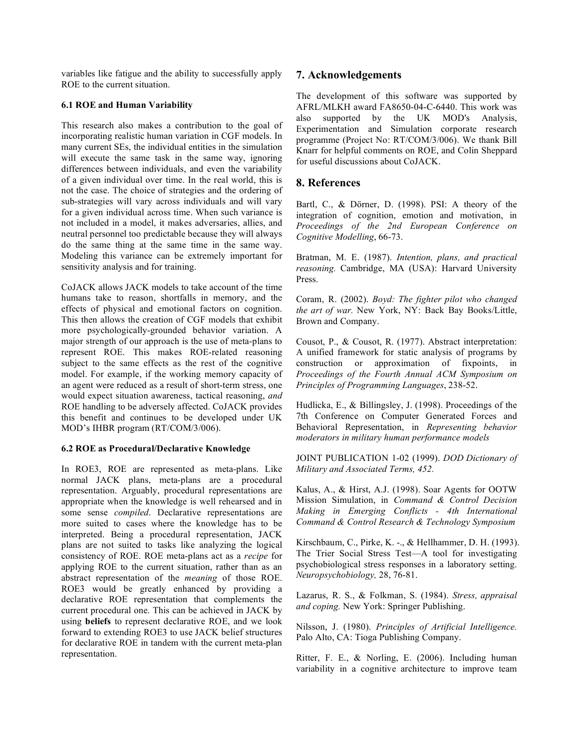variables like fatigue and the ability to successfully apply ROE to the current situation.

### 6.1 ROE and Human Variability

This research also makes a contribution to the goal of incorporating realistic human variation in CGF models. In many current SEs, the individual entities in the simulation will execute the same task in the same way, ignoring differences between individuals, and even the variability of a given individual over time. In the real world, this is not the case. The choice of strategies and the ordering of sub-strategies will vary across individuals and will vary for a given individual across time. When such variance is not included in a model, it makes adversaries, allies, and neutral personnel too predictable because they will always do the same thing at the same time in the same way. Modeling this variance can be extremely important for sensitivity analysis and for training.

CoJACK allows JACK models to take account of the time humans take to reason, shortfalls in memory, and the effects of physical and emotional factors on cognition. This then allows the creation of CGF models that exhibit more psychologically-grounded behavior variation. A major strength of our approach is the use of meta-plans to represent ROE. This makes ROE-related reasoning subject to the same effects as the rest of the cognitive model. For example, if the working memory capacity of an agent were reduced as a result of short-term stress, one would expect situation awareness, tactical reasoning, *and* ROE handling to be adversely affected. CoJACK provides this benefit and continues to be developed under UK MOD's IHBR program (RT/COM/3/006).

### 6.2 ROE as Procedural/Declarative Knowledge

In ROE3, ROE are represented as meta-plans. Like normal JACK plans, meta-plans are a procedural representation. Arguably, procedural representations are appropriate when the knowledge is well rehearsed and in some sense *compiled*. Declarative representations are more suited to cases where the knowledge has to be interpreted. Being a procedural representation, JACK plans are not suited to tasks like analyzing the logical consistency of ROE. ROE meta-plans act as a *recipe* for applying ROE to the current situation, rather than as an abstract representation of the *meaning* of those ROE. ROE3 would be greatly enhanced by providing a declarative ROE representation that complements the current procedural one. This can be achieved in JACK by using **beliefs** to represent declarative ROE, and we look forward to extending ROE3 to use JACK belief structures for declarative ROE in tandem with the current meta-plan representation.

## 7. Acknowledgements

The development of this software was supported by AFRL/MLKH award FA8650-04-C-6440. This work was also supported by the UK MOD's Analysis, Experimentation and Simulation corporate research programme (Project No: RT/COM/3/006). We thank Bill Knarr for helpful comments on ROE, and Colin Sheppard for useful discussions about CoJACK.

## 8. References

Bartl, C., & Dörner, D. (1998). PSI: A theory of the integration of cognition, emotion and motivation, in *Proceedings of the 2nd European Conference on Cognitive Modelling*, 66-73.

Bratman, M. E. (1987). *Intention, plans, and practical reasoning.* Cambridge, MA (USA): Harvard University Press.

Coram, R. (2002). *Boyd: The fighter pilot who changed the art of war.* New York, NY: Back Bay Books/Little, Brown and Company.

Cousot, P., & Cousot, R. (1977). Abstract interpretation: A unified framework for static analysis of programs by construction or approximation of fixpoints, in *Proceedings of the Fourth Annual ACM Symposium on Principles of Programming Languages*, 238-52.

Hudlicka, E., & Billingsley, J. (1998). Proceedings of the 7th Conference on Computer Generated Forces and Behavioral Representation, in *Representing behavior moderators in military human performance models*

JOINT PUBLICATION 1-02 (1999). *DOD Dictionary of Military and Associated Terms, 452.*

Kalus, A., & Hirst, A.J. (1998). Soar Agents for OOTW Mission Simulation, in *Command & Control Decision Making in Emerging Conflicts - 4th International Command & Control Research & Technology Symposium*

Kirschbaum, C., Pirke, K. -., & Hellhammer, D. H. (1993). The Trier Social Stress Test—A tool for investigating psychobiological stress responses in a laboratory setting. *Neuropsychobiology,* 28, 76-81.

Lazarus, R. S., & Folkman, S. (1984). *Stress, appraisal and coping.* New York: Springer Publishing.

Nilsson, J. (1980). *Principles of Artificial Intelligence.* Palo Alto, CA: Tioga Publishing Company.

Ritter, F. E., & Norling, E. (2006). Including human variability in a cognitive architecture to improve team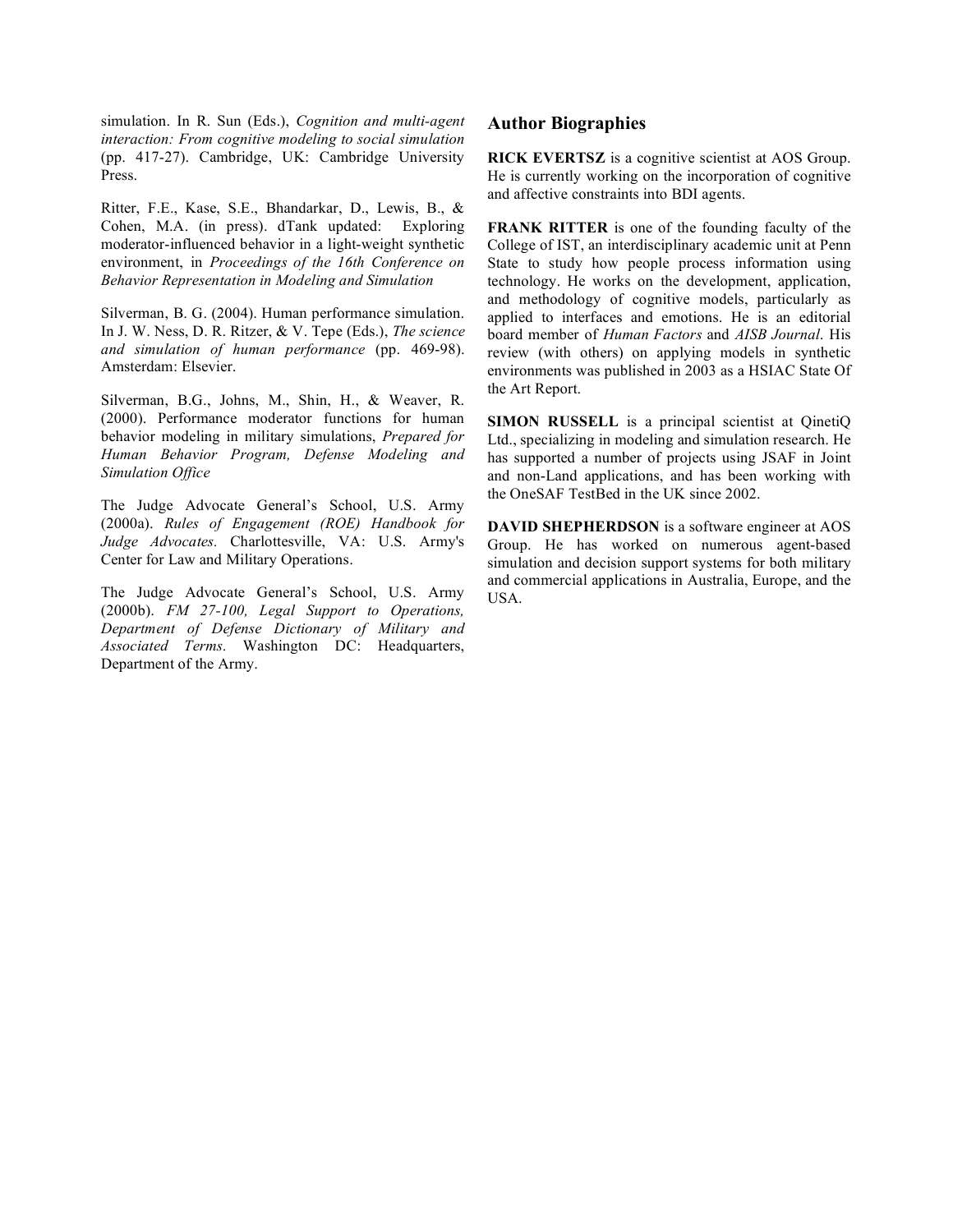simulation. In R. Sun (Eds.), *Cognition and multi-agent interaction: From cognitive modeling to social simulation* (pp. 417-27). Cambridge, UK: Cambridge University Press.

Ritter, F.E., Kase, S.E., Bhandarkar, D., Lewis, B., & Cohen, M.A. (in press). dTank updated: Exploring moderator-influenced behavior in a light-weight synthetic environment, in *Proceedings of the 16th Conference on Behavior Representation in Modeling and Simulation*

Silverman, B. G. (2004). Human performance simulation. In J. W. Ness, D. R. Ritzer, & V. Tepe (Eds.), *The science and simulation of human performance* (pp. 469-98). Amsterdam: Elsevier.

Silverman, B.G., Johns, M., Shin, H., & Weaver, R. (2000). Performance moderator functions for human behavior modeling in military simulations, *Prepared for Human Behavior Program, Defense Modeling and Simulation Office*

The Judge Advocate General's School, U.S. Army (2000a). *Rules of Engagement (ROE) Handbook for Judge Advocates.* Charlottesville, VA: U.S. Army's Center for Law and Military Operations.

The Judge Advocate General's School, U.S. Army (2000b). *FM 27-100, Legal Support to Operations, Department of Defense Dictionary of Military and Associated Terms.* Washington DC: Headquarters, Department of the Army.

## Author Biographies

**RICK EVERTSZ** is a cognitive scientist at AOS Group. He is currently working on the incorporation of cognitive and affective constraints into BDI agents.

**FRANK RITTER** is one of the founding faculty of the College of IST, an interdisciplinary academic unit at Penn State to study how people process information using technology. He works on the development, application, and methodology of cognitive models, particularly as applied to interfaces and emotions. He is an editorial board member of *Human Factors* and *AISB Journal*. His review (with others) on applying models in synthetic environments was published in 2003 as a HSIAC State Of the Art Report.

**SIMON RUSSELL** is a principal scientist at QinetiQ Ltd., specializing in modeling and simulation research. He has supported a number of projects using JSAF in Joint and non-Land applications, and has been working with the OneSAF TestBed in the UK since 2002.

**DAVID SHEPHERDSON** is a software engineer at AOS Group. He has worked on numerous agent-based simulation and decision support systems for both military and commercial applications in Australia, Europe, and the USA.